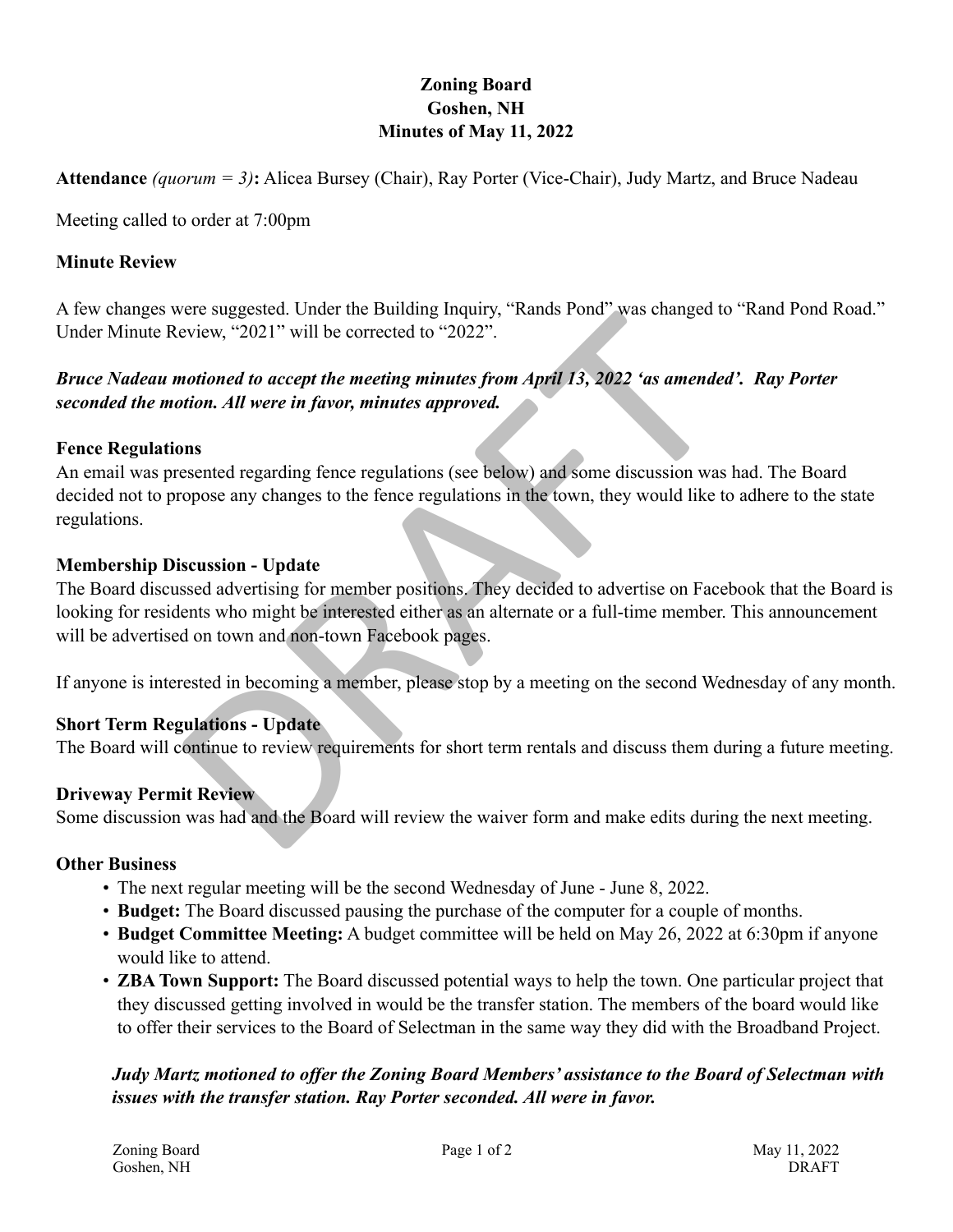# Zoning Board
## Goshen, NH
## Minutes of May 11, 2022

**Attendance** *(quorum = 3)***:** Alicea Bursey (Chair), Ray Porter (Vice-Chair), Judy Martz, and Bruce Nadeau

Meeting called to order at 7:00pm

### Minute Review

A few changes were suggested. Under the Building Inquiry, "Rands Pond" was changed to "Rand Pond Road." Under Minute Review, "2021" will be corrected to "2022".

***Bruce Nadeau motioned to accept the meeting minutes from April 13, 2022 'as amended'. Ray Porter seconded the motion. All were in favor, minutes approved.***

### Fence Regulations

An email was presented regarding fence regulations (see below) and some discussion was had. The Board decided not to propose any changes to the fence regulations in the town, they would like to adhere to the state regulations.

### Membership Discussion - Update

The Board discussed advertising for member positions. They decided to advertise on Facebook that the Board is looking for residents who might be interested either as an alternate or a full-time member. This announcement will be advertised on town and non-town Facebook pages.

If anyone is interested in becoming a member, please stop by a meeting on the second Wednesday of any month.

### Short Term Regulations - Update

The Board will continue to review requirements for short term rentals and discuss them during a future meeting.

### Driveway Permit Review

Some discussion was had and the Board will review the waiver form and make edits during the next meeting.

### Other Business

- The next regular meeting will be the second Wednesday of June - June 8, 2022.
- **Budget:** The Board discussed pausing the purchase of the computer for a couple of months.
- **Budget Committee Meeting:** A budget committee will be held on May 26, 2022 at 6:30pm if anyone would like to attend.
- **ZBA Town Support:** The Board discussed potential ways to help the town. One particular project that they discussed getting involved in would be the transfer station. The members of the board would like to offer their services to the Board of Selectman in the same way they did with the Broadband Project.

***Judy Martz motioned to offer the Zoning Board Members' assistance to the Board of Selectman with issues with the transfer station. Ray Porter seconded. All were in favor.***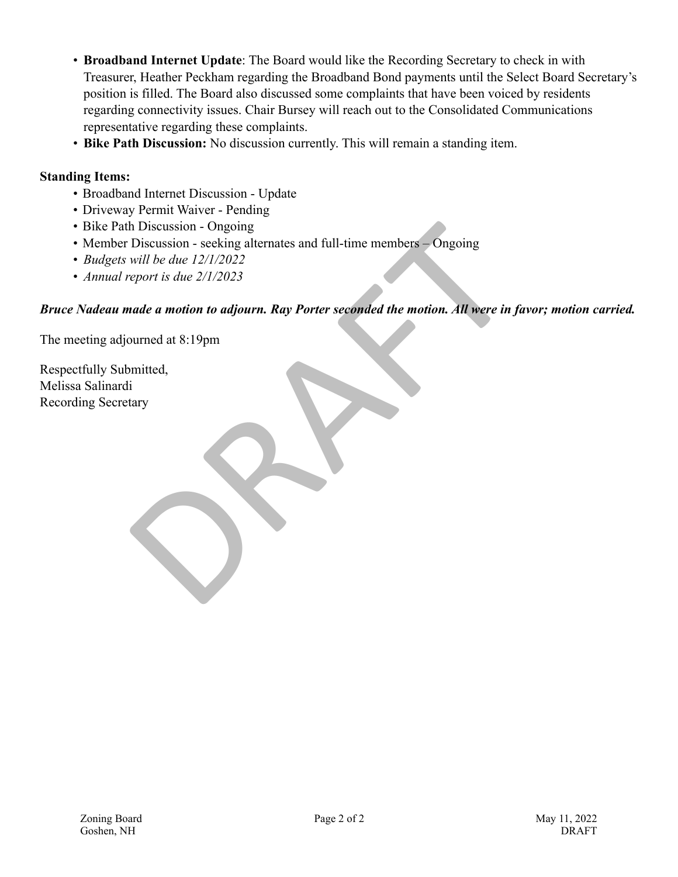- **Broadband Internet Update**: The Board would like the Recording Secretary to check in with Treasurer, Heather Peckham regarding the Broadband Bond payments until the Select Board Secretary's position is filled. The Board also discussed some complaints that have been voiced by residents regarding connectivity issues. Chair Bursey will reach out to the Consolidated Communications representative regarding these complaints.
- **Bike Path Discussion:** No discussion currently. This will remain a standing item.

**Standing Items:**

- Broadband Internet Discussion - Update
- Driveway Permit Waiver - Pending
- Bike Path Discussion - Ongoing
- Member Discussion - seeking alternates and full-time members – Ongoing
- *Budgets will be due 12/1/2022*
- *Annual report is due 2/1/2023*

***Bruce Nadeau made a motion to adjourn. Ray Porter seconded the motion. All were in favor; motion carried.***

The meeting adjourned at 8:19pm

Respectfully Submitted,
Melissa Salinardi
Recording Secretary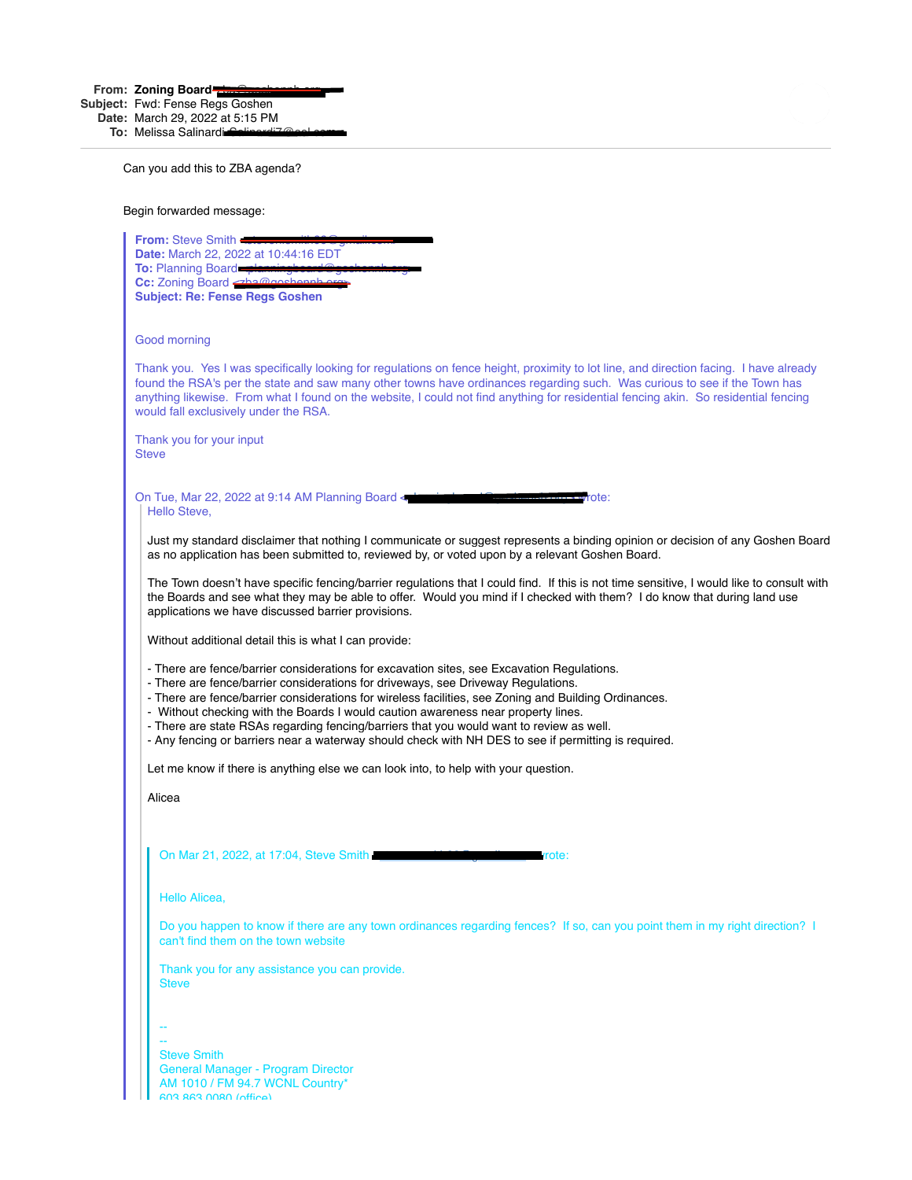**From:** **Zoning Board**
**Subject:** Fwd: Fense Regs Goshen
**Date:** March 29, 2022 at 5:15 PM
**To:** Melissa Salinardi

---

Can you add this to ZBA agenda?

Begin forwarded message:

> **From:** Steve Smith
> **Date:** March 22, 2022 at 10:44:16 EDT
> **To:** Planning Board
> **Cc:** Zoning Board
> **Subject: Re: Fense Regs Goshen**
>
> Good morning
>
> Thank you. Yes I was specifically looking for regulations on fence height, proximity to lot line, and direction facing. I have already found the RSA's per the state and saw many other towns have ordinances regarding such. Was curious to see if the Town has anything likewise. From what I found on the website, I could not find anything for residential fencing akin. So residential fencing would fall exclusively under the RSA.
>
> Thank you for your input
> Steve
>
> On Tue, Mar 22, 2022 at 9:14 AM Planning Board wrote:
>
> > Hello Steve,
> >
> > Just my standard disclaimer that nothing I communicate or suggest represents a binding opinion or decision of any Goshen Board as no application has been submitted to, reviewed by, or voted upon by a relevant Goshen Board.
> >
> > The Town doesn't have specific fencing/barrier regulations that I could find. If this is not time sensitive, I would like to consult with the Boards and see what they may be able to offer. Would you mind if I checked with them? I do know that during land use applications we have discussed barrier provisions.
> >
> > Without additional detail this is what I can provide:
> >
> > - There are fence/barrier considerations for excavation sites, see Excavation Regulations.
> > - There are fence/barrier considerations for driveways, see Driveway Regulations.
> > - There are fence/barrier considerations for wireless facilities, see Zoning and Building Ordinances.
> > - Without checking with the Boards I would caution awareness near property lines.
> > - There are state RSAs regarding fencing/barriers that you would want to review as well.
> > - Any fencing or barriers near a waterway should check with NH DES to see if permitting is required.
> >
> > Let me know if there is anything else we can look into, to help with your question.
> >
> > Alicea
> >
> > > On Mar 21, 2022, at 17:04, Steve Smith wrote:
> > >
> > > Hello Alicea,
> > >
> > > Do you happen to know if there are any town ordinances regarding fences? If so, can you point them in my right direction? I can't find them on the town website
> > >
> > > Thank you for any assistance you can provide.
> > > Steve
> > >
> > > --
> > > --
> > > Steve Smith
> > > General Manager - Program Director
> > > AM 1010 / FM 94.7 WCNL Country*
> > > 603.863.0080 (office)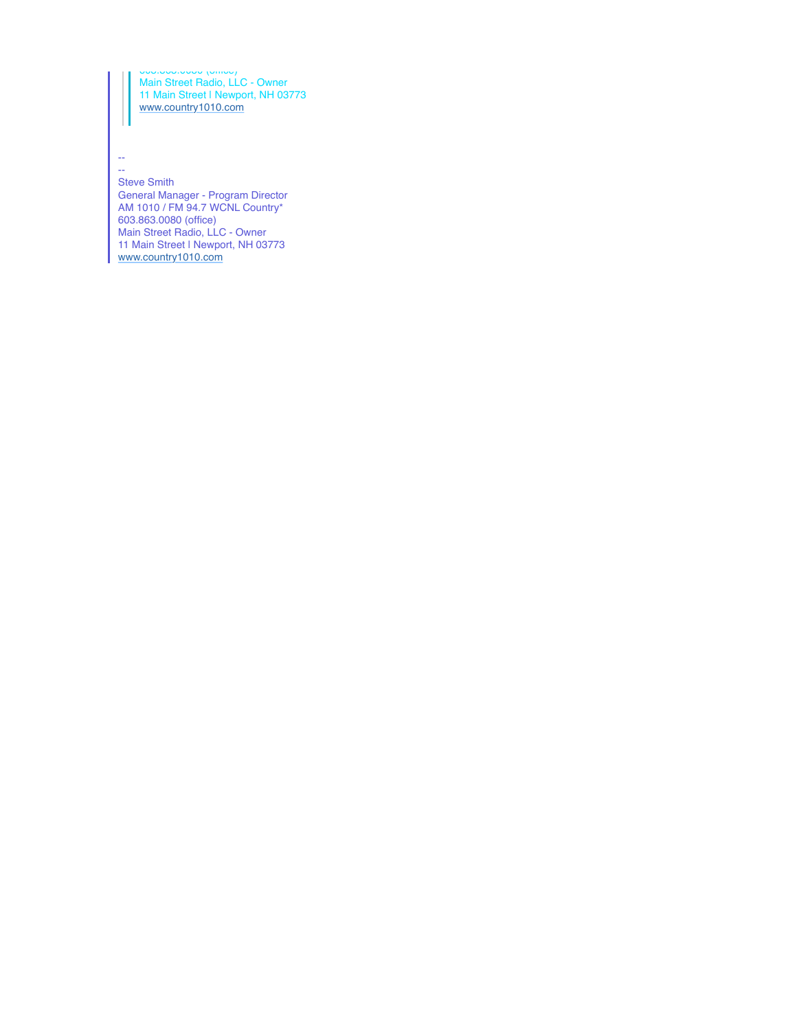> > 603.863.0080 (office)
> > Main Street Radio, LLC - Owner
> > 11 Main Street | Newport, NH 03773
> > www.country1010.com
>
> --
> --
> Steve Smith
> General Manager - Program Director
> AM 1010 / FM 94.7 WCNL Country*
> 603.863.0080 (office)
> Main Street Radio, LLC - Owner
> 11 Main Street | Newport, NH 03773
> www.country1010.com